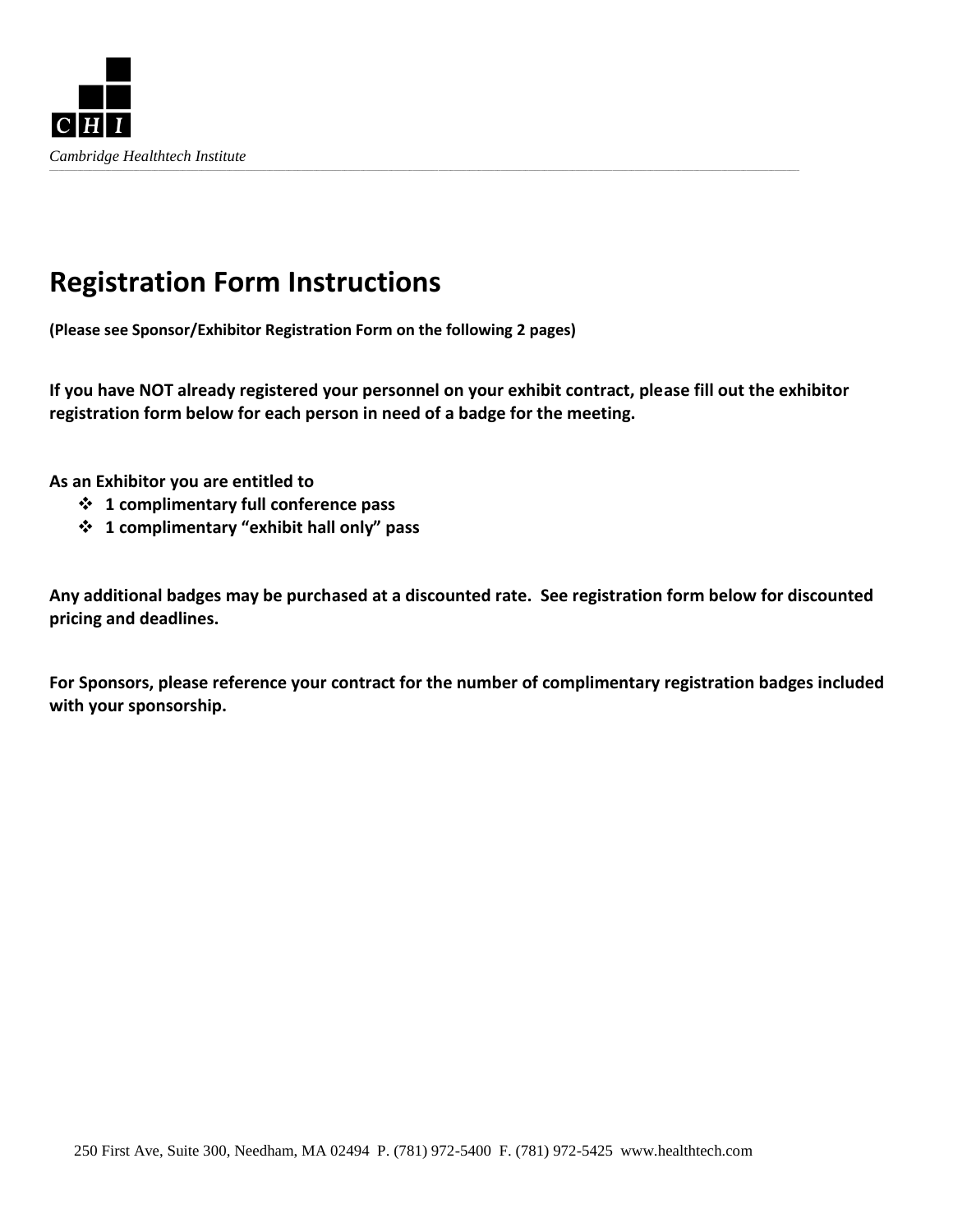C H I

*Cambridge Healthtech Institute*

# Registration Form Instructions

**(Please see Sponsor/Exhibitor Registration Form on the following 2 pages)**

**If you have NOT already registered your personnel on your exhibit contract, please fill out the exhibitor registration form below for each person in need of a badge for the meeting.**

**As an Exhibitor you are entitled to**

- **1 complimentary full conference pass**
- **1 complimentary "exhibit hall only" pass**

**Any additional badges may be purchased at a discounted rate. See registration form below for discounted pricing and deadlines.**

**For Sponsors, please reference your contract for the number of complimentary registration badges included with your sponsorship.**

250 First Ave, Suite 300, Needham, MA 02494 P. (781) 972-5400 F. (781) 972-5425 www.healthtech.com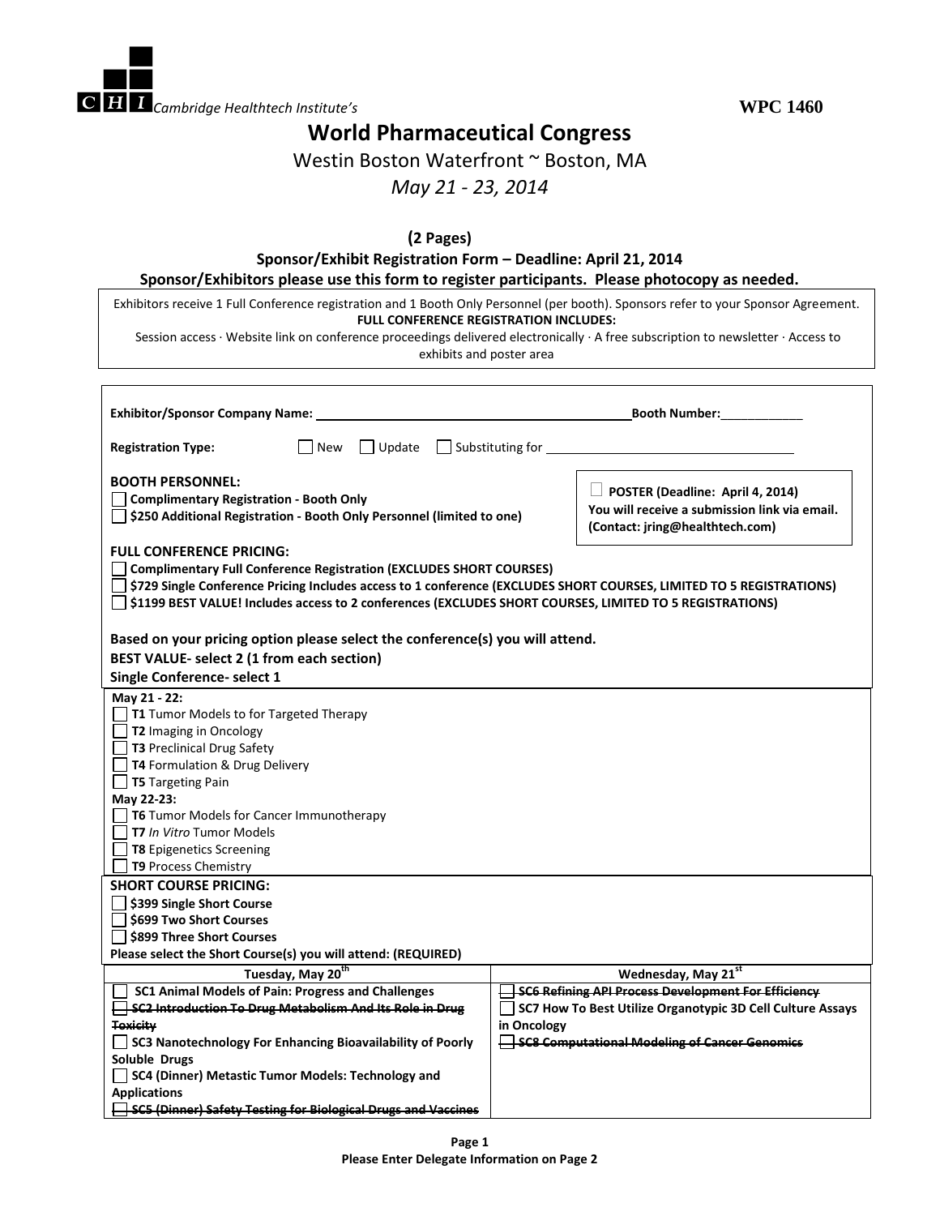Cambridge Healthtech Institute's **WPC 1460**

# World Pharmaceutical Congress

Westin Boston Waterfront ~ Boston, MA

*May 21 - 23, 2014*

**(2 Pages)**

**Sponsor/Exhibit Registration Form – Deadline: April 21, 2014**

**Sponsor/Exhibitors please use this form to register participants. Please photocopy as needed.**

Exhibitors receive 1 Full Conference registration and 1 Booth Only Personnel (per booth). Sponsors refer to your Sponsor Agreement.

**FULL CONFERENCE REGISTRATION INCLUDES:**

Session access · Website link on conference proceedings delivered electronically · A free subscription to newsletter · Access to exhibits and poster area

**Exhibitor/Sponsor Company Name:** \_\_\_\_\_\_\_\_\_\_\_\_\_\_\_\_\_\_\_\_\_\_\_\_\_\_\_\_\_\_ **Booth Number:** \_\_\_\_\_\_\_\_\_\_\_\_

**Registration Type:** ☐ New ☐ Update ☐ Substituting for \_\_\_\_\_\_\_\_\_\_\_\_\_\_\_\_\_\_\_\_\_\_\_\_\_\_\_\_

**BOOTH PERSONNEL:**

- ☐ **Complimentary Registration - Booth Only**
- ☐ **$250 Additional Registration - Booth Only Personnel (limited to one)**

☐ **POSTER (Deadline: April 4, 2014)**
**You will receive a submission link via email.**
**(Contact: jring@healthtech.com)**

**FULL CONFERENCE PRICING:**

- ☐ **Complimentary Full Conference Registration (EXCLUDES SHORT COURSES)**
- ☐ **$729 Single Conference Pricing Includes access to 1 conference (EXCLUDES SHORT COURSES, LIMITED TO 5 REGISTRATIONS)**
- ☐ **$1199 BEST VALUE! Includes access to 2 conferences (EXCLUDES SHORT COURSES, LIMITED TO 5 REGISTRATIONS)**

**Based on your pricing option please select the conference(s) you will attend.**
**BEST VALUE- select 2 (1 from each section)**
**Single Conference- select 1**

**May 21 - 22:**

- ☐ **T1** Tumor Models to for Targeted Therapy
- ☐ **T2** Imaging in Oncology
- ☐ **T3** Preclinical Drug Safety
- ☐ **T4** Formulation & Drug Delivery
- ☐ **T5** Targeting Pain

**May 22-23:**

- ☐ **T6** Tumor Models for Cancer Immunotherapy
- ☐ **T7** *In Vitro* Tumor Models
- ☐ **T8** Epigenetics Screening
- ☐ **T9** Process Chemistry

**SHORT COURSE PRICING:**

- ☐ **$399 Single Short Course**
- ☐ **$699 Two Short Courses**
- ☐ **$899 Three Short Courses**

**Please select the Short Course(s) you will attend: (REQUIRED)**

| Tuesday, May 20th | Wednesday, May 21st |
| --- | --- |
| ☐ **SC1 Animal Models of Pain: Progress and Challenges** | ~~☐ **SC6 Refining API Process Development For Efficiency**~~ |
| ~~☐ **SC2 Introduction To Drug Metabolism And Its Role in Drug Toxicity**~~ | ☐ **SC7 How To Best Utilize Organotypic 3D Cell Culture Assays in Oncology** |
| ☐ **SC3 Nanotechnology For Enhancing Bioavailability of Poorly Soluble Drugs** | ~~☐ **SC8 Computational Modeling of Cancer Genomics**~~ |
| ☐ **SC4 (Dinner) Metastic Tumor Models: Technology and Applications** | |
| ~~☐ **SC5 (Dinner) Safety Testing for Biological Drugs and Vaccines**~~ | |

**Please Enter Delegate Information on Page 2**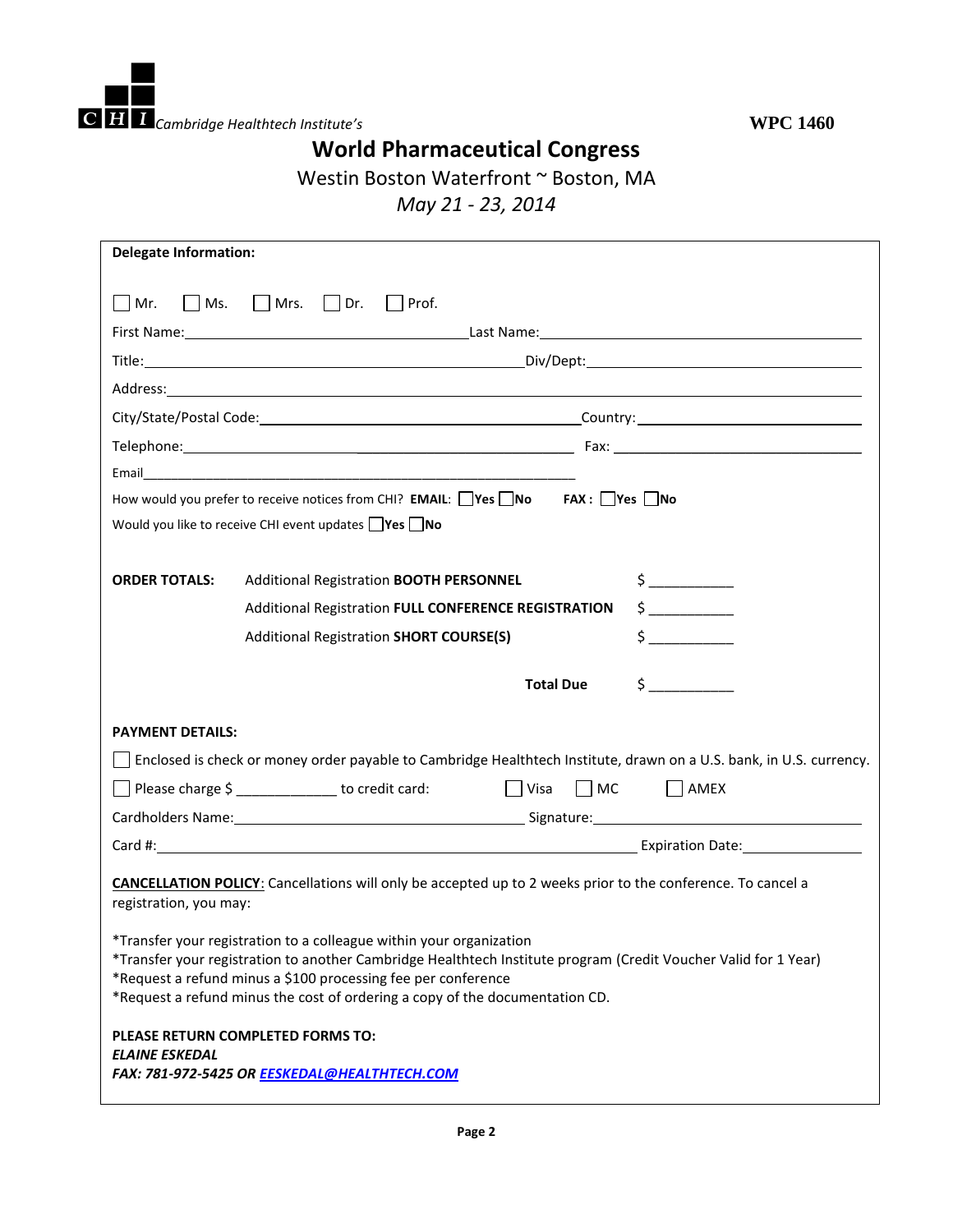Cambridge Healthtech Institute's

**WPC 1460**

# World Pharmaceutical Congress

Westin Boston Waterfront ~ Boston, MA

*May 21 - 23, 2014*

**Delegate Information:**

☐ Mr. ☐ Ms. ☐ Mrs. ☐ Dr. ☐ Prof.

First Name:\_\_\_\_\_\_\_\_\_\_\_\_\_\_\_\_\_\_\_\_ Last Name:\_\_\_\_\_\_\_\_\_\_\_\_\_\_\_\_\_\_\_\_

Title:\_\_\_\_\_\_\_\_\_\_\_\_\_\_\_\_\_\_\_\_ Div/Dept:\_\_\_\_\_\_\_\_\_\_\_\_\_\_\_\_\_\_\_\_

Address:\_\_\_\_\_\_\_\_\_\_\_\_\_\_\_\_\_\_\_\_\_\_\_\_\_\_\_\_\_\_\_\_\_\_\_\_\_\_\_\_

City/State/Postal Code:\_\_\_\_\_\_\_\_\_\_\_\_\_\_\_\_\_\_\_\_ Country:\_\_\_\_\_\_\_\_\_\_\_\_\_\_\_\_\_\_\_\_

Telephone:\_\_\_\_\_\_\_\_\_\_\_\_\_\_\_\_\_\_\_\_ Fax: \_\_\_\_\_\_\_\_\_\_\_\_\_\_\_\_\_\_\_\_

Email\_\_\_\_\_\_\_\_\_\_\_\_\_\_\_\_\_\_\_\_\_\_\_\_\_\_\_\_\_\_\_\_\_\_\_\_\_\_\_\_

How would you prefer to receive notices from CHI? **EMAIL:** ☐**Yes** ☐**No** **FAX :** ☐**Yes** ☐**No**

Would you like to receive CHI event updates ☐**Yes** ☐**No**

| | | |
|---|---|---|
| **ORDER TOTALS:** | Additional Registration **BOOTH PERSONNEL** | $ \_\_\_\_\_\_\_\_\_\_ |
| | Additional Registration **FULL CONFERENCE REGISTRATION** | $ \_\_\_\_\_\_\_\_\_\_ |
| | Additional Registration **SHORT COURSE(S)** | $ \_\_\_\_\_\_\_\_\_\_ |
| | **Total Due** | $ \_\_\_\_\_\_\_\_\_\_ |

**PAYMENT DETAILS:**

☐ Enclosed is check or money order payable to Cambridge Healthtech Institute, drawn on a U.S. bank, in U.S. currency.

☐ Please charge $ \_\_\_\_\_\_\_\_\_\_\_\_ to credit card: ☐ Visa ☐ MC ☐ AMEX

Cardholders Name:\_\_\_\_\_\_\_\_\_\_\_\_\_\_\_\_\_\_\_\_ Signature:\_\_\_\_\_\_\_\_\_\_\_\_\_\_\_\_\_\_\_\_

Card #:\_\_\_\_\_\_\_\_\_\_\_\_\_\_\_\_\_\_\_\_\_\_\_\_\_\_\_\_\_\_\_\_\_\_\_\_ Expiration Date:\_\_\_\_\_\_\_\_\_\_\_\_\_\_

**CANCELLATION POLICY**: Cancellations will only be accepted up to 2 weeks prior to the conference. To cancel a registration, you may:

*Transfer your registration to a colleague within your organization
*Transfer your registration to another Cambridge Healthtech Institute program (Credit Voucher Valid for 1 Year)
*Request a refund minus a $100 processing fee per conference
*Request a refund minus the cost of ordering a copy of the documentation CD.

**PLEASE RETURN COMPLETED FORMS TO:**
***ELAINE ESKEDAL***
***FAX: 781-972-5425 OR EESKEDAL@HEALTHTECH.COM***